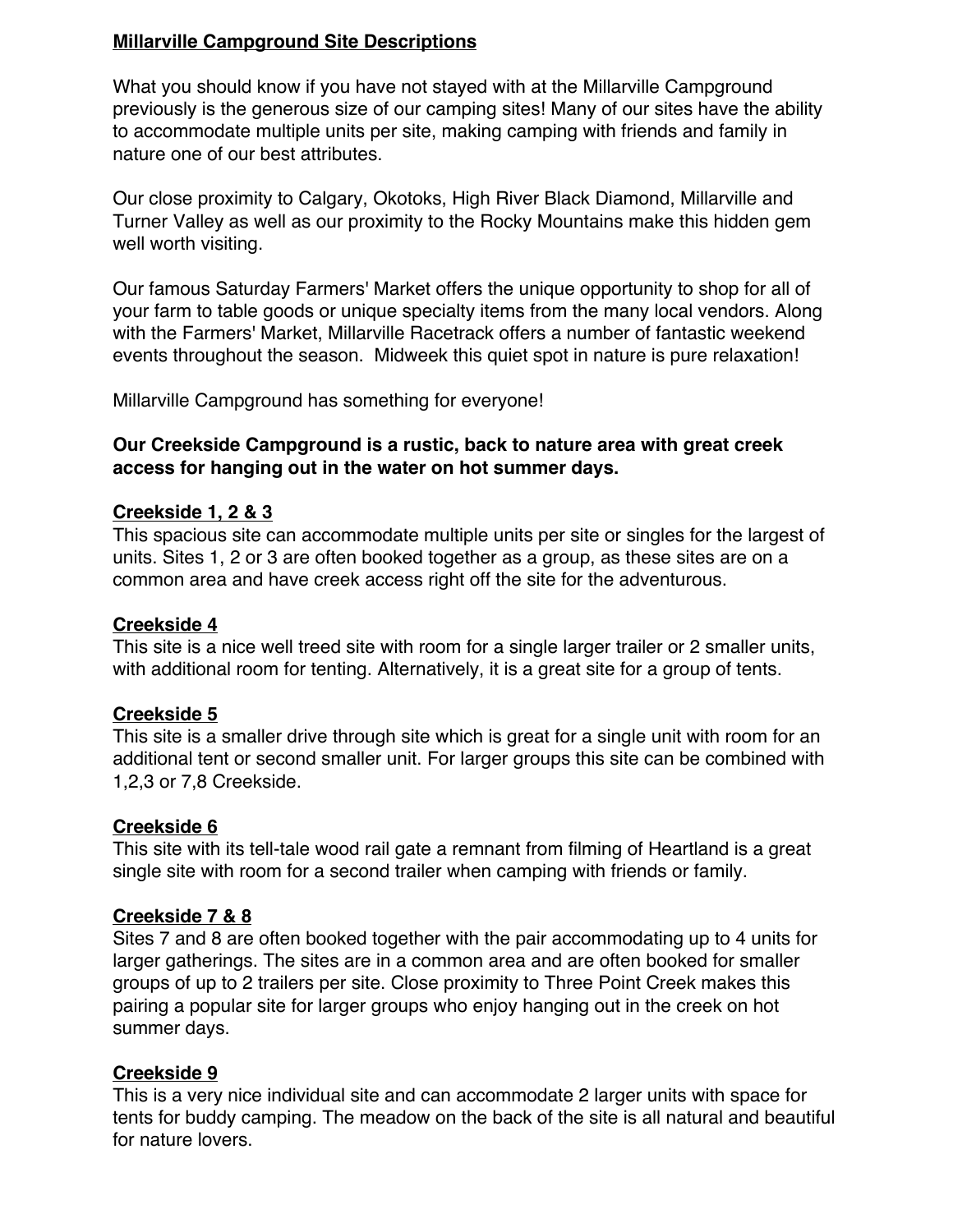# Millarville Campground Site Descriptions

What you should know if you have not stayed with at the Millarville Campground previously is the generous size of our camping sites! Many of our sites have the ability to accommodate multiple units per site, making camping with friends and family in nature one of our best attributes.

Our close proximity to Calgary, Okotoks, High River Black Diamond, Millarville and Turner Valley as well as our proximity to the Rocky Mountains make this hidden gem well worth visiting.

Our famous Saturday Farmers' Market offers the unique opportunity to shop for all of your farm to table goods or unique specialty items from the many local vendors. Along with the Farmers' Market, Millarville Racetrack offers a number of fantastic weekend events throughout the season. Midweek this quiet spot in nature is pure relaxation!

Millarville Campground has something for everyone!

**Our Creekside Campground is a rustic, back to nature area with great creek access for hanging out in the water on hot summer days.**

## Creekside 1, 2 & 3

This spacious site can accommodate multiple units per site or singles for the largest of units. Sites 1, 2 or 3 are often booked together as a group, as these sites are on a common area and have creek access right off the site for the adventurous.

## Creekside 4

This site is a nice well treed site with room for a single larger trailer or 2 smaller units, with additional room for tenting. Alternatively, it is a great site for a group of tents.

## Creekside 5

This site is a smaller drive through site which is great for a single unit with room for an additional tent or second smaller unit. For larger groups this site can be combined with 1,2,3 or 7,8 Creekside.

## Creekside 6

This site with its tell-tale wood rail gate a remnant from filming of Heartland is a great single site with room for a second trailer when camping with friends or family.

## Creekside 7 & 8

Sites 7 and 8 are often booked together with the pair accommodating up to 4 units for larger gatherings. The sites are in a common area and are often booked for smaller groups of up to 2 trailers per site. Close proximity to Three Point Creek makes this pairing a popular site for larger groups who enjoy hanging out in the creek on hot summer days.

## Creekside 9

This is a very nice individual site and can accommodate 2 larger units with space for tents for buddy camping. The meadow on the back of the site is all natural and beautiful for nature lovers.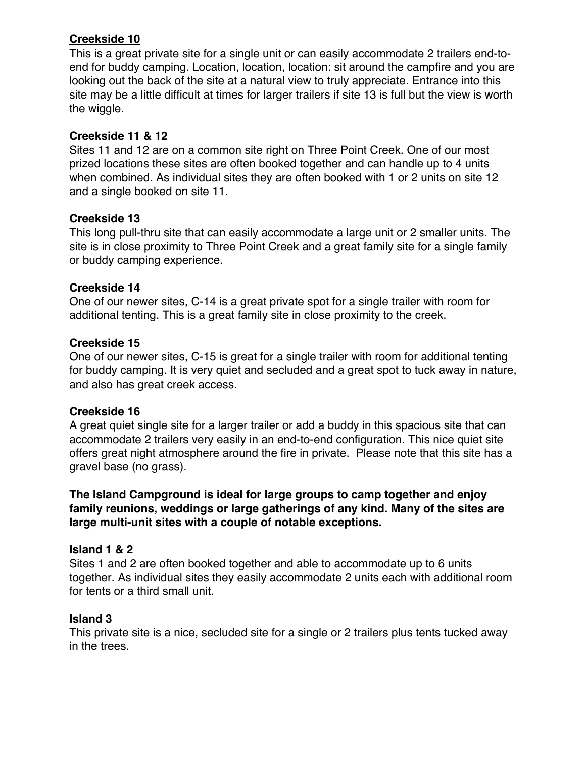**Creekside 10**

This is a great private site for a single unit or can easily accommodate 2 trailers end-to-end for buddy camping. Location, location, location: sit around the campfire and you are looking out the back of the site at a natural view to truly appreciate. Entrance into this site may be a little difficult at times for larger trailers if site 13 is full but the view is worth the wiggle.

**Creekside 11 & 12**

Sites 11 and 12 are on a common site right on Three Point Creek. One of our most prized locations these sites are often booked together and can handle up to 4 units when combined. As individual sites they are often booked with 1 or 2 units on site 12 and a single booked on site 11.

**Creekside 13**

This long pull-thru site that can easily accommodate a large unit or 2 smaller units. The site is in close proximity to Three Point Creek and a great family site for a single family or buddy camping experience.

**Creekside 14**

One of our newer sites, C-14 is a great private spot for a single trailer with room for additional tenting. This is a great family site in close proximity to the creek.

**Creekside 15**

One of our newer sites, C-15 is great for a single trailer with room for additional tenting for buddy camping. It is very quiet and secluded and a great spot to tuck away in nature, and also has great creek access.

**Creekside 16**

A great quiet single site for a larger trailer or add a buddy in this spacious site that can accommodate 2 trailers very easily in an end-to-end configuration. This nice quiet site offers great night atmosphere around the fire in private. Please note that this site has a gravel base (no grass).

**The Island Campground is ideal for large groups to camp together and enjoy family reunions, weddings or large gatherings of any kind. Many of the sites are large multi-unit sites with a couple of notable exceptions.**

**Island 1 & 2**

Sites 1 and 2 are often booked together and able to accommodate up to 6 units together. As individual sites they easily accommodate 2 units each with additional room for tents or a third small unit.

**Island 3**

This private site is a nice, secluded site for a single or 2 trailers plus tents tucked away in the trees.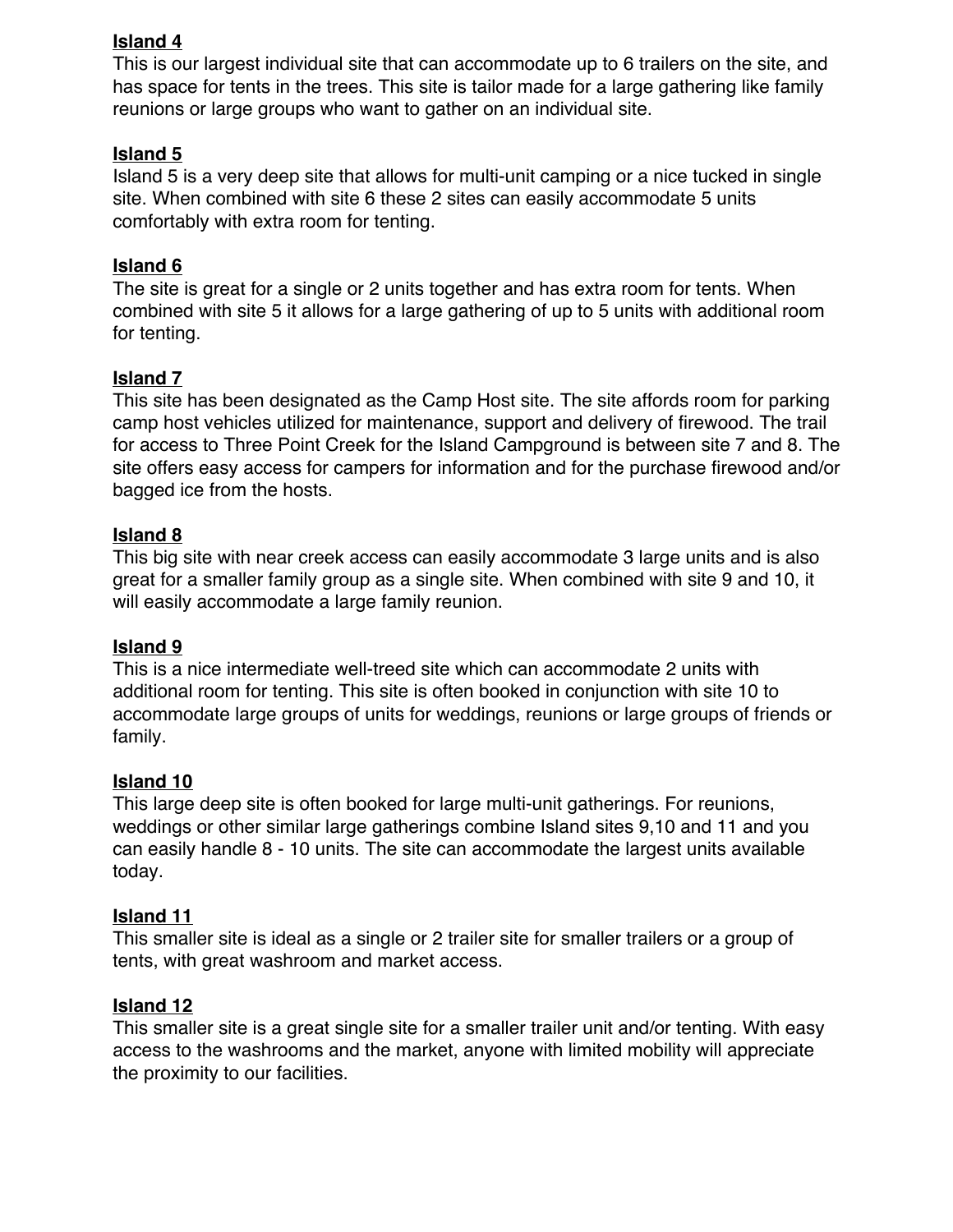**Island 4**
This is our largest individual site that can accommodate up to 6 trailers on the site, and has space for tents in the trees. This site is tailor made for a large gathering like family reunions or large groups who want to gather on an individual site.

**Island 5**
Island 5 is a very deep site that allows for multi-unit camping or a nice tucked in single site. When combined with site 6 these 2 sites can easily accommodate 5 units comfortably with extra room for tenting.

**Island 6**
The site is great for a single or 2 units together and has extra room for tents. When combined with site 5 it allows for a large gathering of up to 5 units with additional room for tenting.

**Island 7**
This site has been designated as the Camp Host site. The site affords room for parking camp host vehicles utilized for maintenance, support and delivery of firewood. The trail for access to Three Point Creek for the Island Campground is between site 7 and 8. The site offers easy access for campers for information and for the purchase firewood and/or bagged ice from the hosts.

**Island 8**
This big site with near creek access can easily accommodate 3 large units and is also great for a smaller family group as a single site. When combined with site 9 and 10, it will easily accommodate a large family reunion.

**Island 9**
This is a nice intermediate well-treed site which can accommodate 2 units with additional room for tenting. This site is often booked in conjunction with site 10 to accommodate large groups of units for weddings, reunions or large groups of friends or family.

**Island 10**
This large deep site is often booked for large multi-unit gatherings. For reunions, weddings or other similar large gatherings combine Island sites 9,10 and 11 and you can easily handle 8 - 10 units. The site can accommodate the largest units available today.

**Island 11**
This smaller site is ideal as a single or 2 trailer site for smaller trailers or a group of tents, with great washroom and market access.

**Island 12**
This smaller site is a great single site for a smaller trailer unit and/or tenting. With easy access to the washrooms and the market, anyone with limited mobility will appreciate the proximity to our facilities.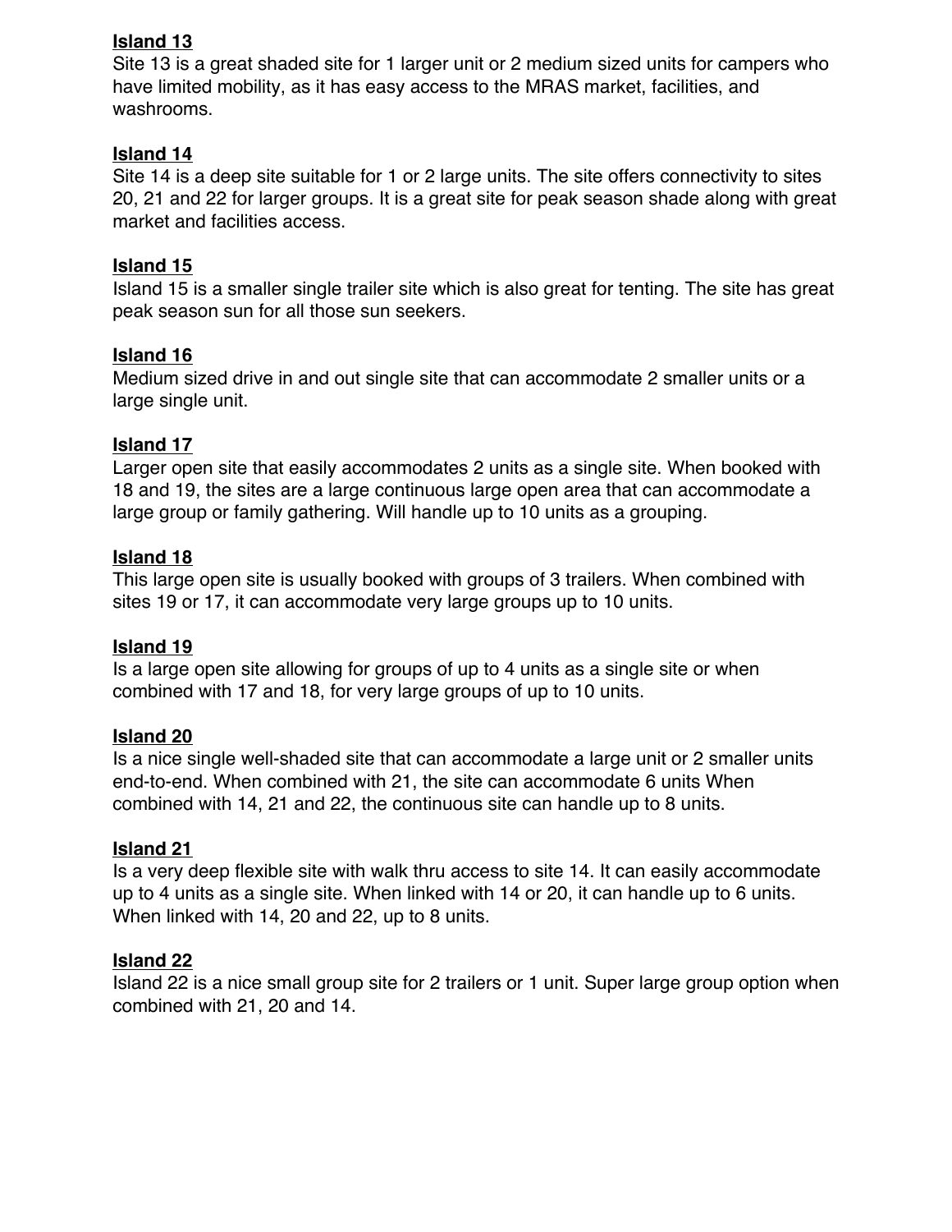**Island 13**

Site 13 is a great shaded site for 1 larger unit or 2 medium sized units for campers who have limited mobility, as it has easy access to the MRAS market, facilities, and washrooms.

**Island 14**

Site 14 is a deep site suitable for 1 or 2 large units. The site offers connectivity to sites 20, 21 and 22 for larger groups. It is a great site for peak season shade along with great market and facilities access.

**Island 15**

Island 15 is a smaller single trailer site which is also great for tenting. The site has great peak season sun for all those sun seekers.

**Island 16**

Medium sized drive in and out single site that can accommodate 2 smaller units or a large single unit.

**Island 17**

Larger open site that easily accommodates 2 units as a single site. When booked with 18 and 19, the sites are a large continuous large open area that can accommodate a large group or family gathering. Will handle up to 10 units as a grouping.

**Island 18**

This large open site is usually booked with groups of 3 trailers. When combined with sites 19 or 17, it can accommodate very large groups up to 10 units.

**Island 19**

Is a large open site allowing for groups of up to 4 units as a single site or when combined with 17 and 18, for very large groups of up to 10 units.

**Island 20**

Is a nice single well-shaded site that can accommodate a large unit or 2 smaller units end-to-end. When combined with 21, the site can accommodate 6 units When combined with 14, 21 and 22, the continuous site can handle up to 8 units.

**Island 21**

Is a very deep flexible site with walk thru access to site 14. It can easily accommodate up to 4 units as a single site. When linked with 14 or 20, it can handle up to 6 units. When linked with 14, 20 and 22, up to 8 units.

**Island 22**

Island 22 is a nice small group site for 2 trailers or 1 unit. Super large group option when combined with 21, 20 and 14.